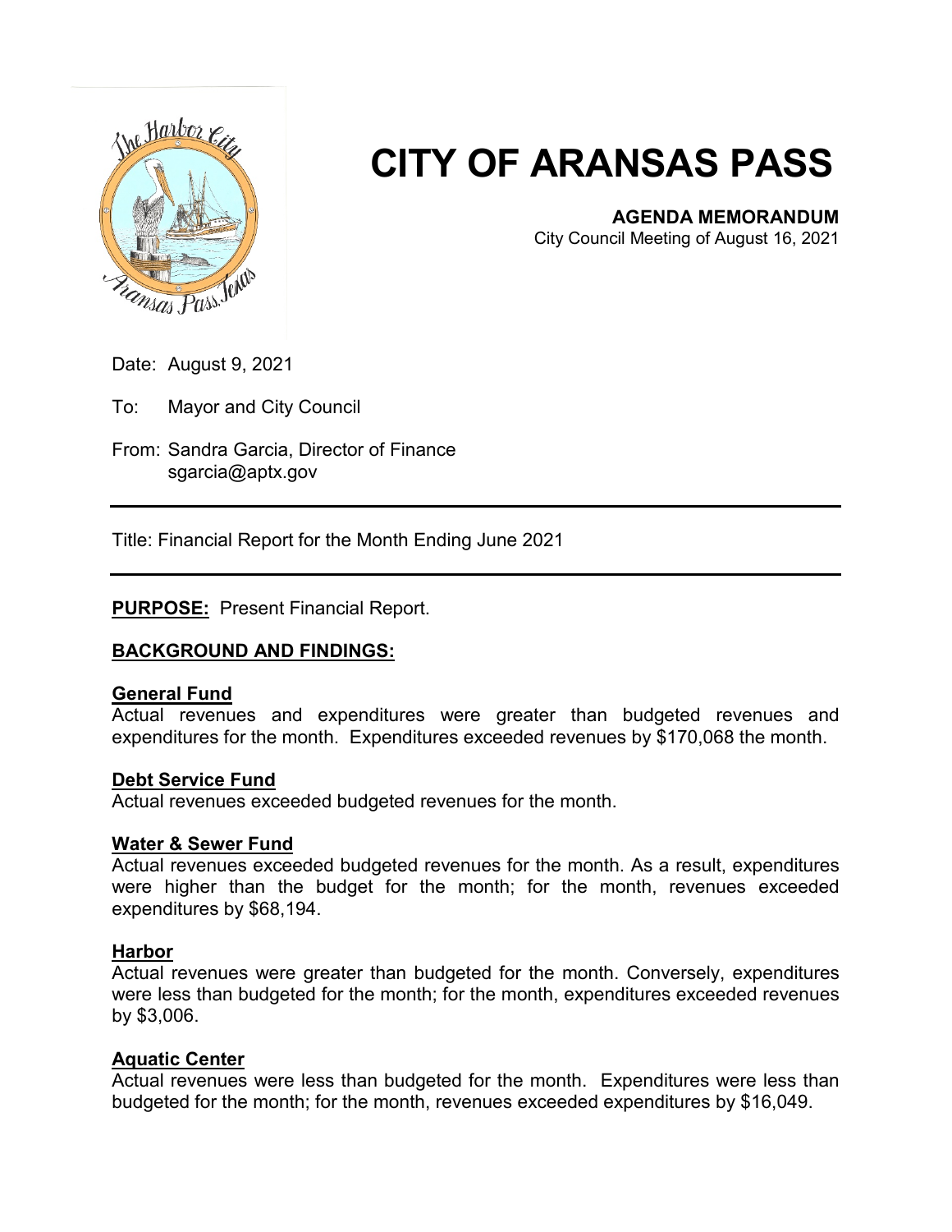# CITY OF ARANSAS PASS

**AGENDA MEMORANDUM**
City Council Meeting of August 16, 2021

Date: August 9, 2021

To: Mayor and City Council

From: Sandra Garcia, Director of Finance
sgarcia@aptx.gov

---

Title: Financial Report for the Month Ending June 2021

---

**PURPOSE:** Present Financial Report.

**BACKGROUND AND FINDINGS:**

**General Fund**
Actual revenues and expenditures were greater than budgeted revenues and expenditures for the month. Expenditures exceeded revenues by $170,068 the month.

**Debt Service Fund**
Actual revenues exceeded budgeted revenues for the month.

**Water & Sewer Fund**
Actual revenues exceeded budgeted revenues for the month. As a result, expenditures were higher than the budget for the month; for the month, revenues exceeded expenditures by $68,194.

**Harbor**
Actual revenues were greater than budgeted for the month. Conversely, expenditures were less than budgeted for the month; for the month, expenditures exceeded revenues by $3,006.

**Aquatic Center**
Actual revenues were less than budgeted for the month. Expenditures were less than budgeted for the month; for the month, revenues exceeded expenditures by $16,049.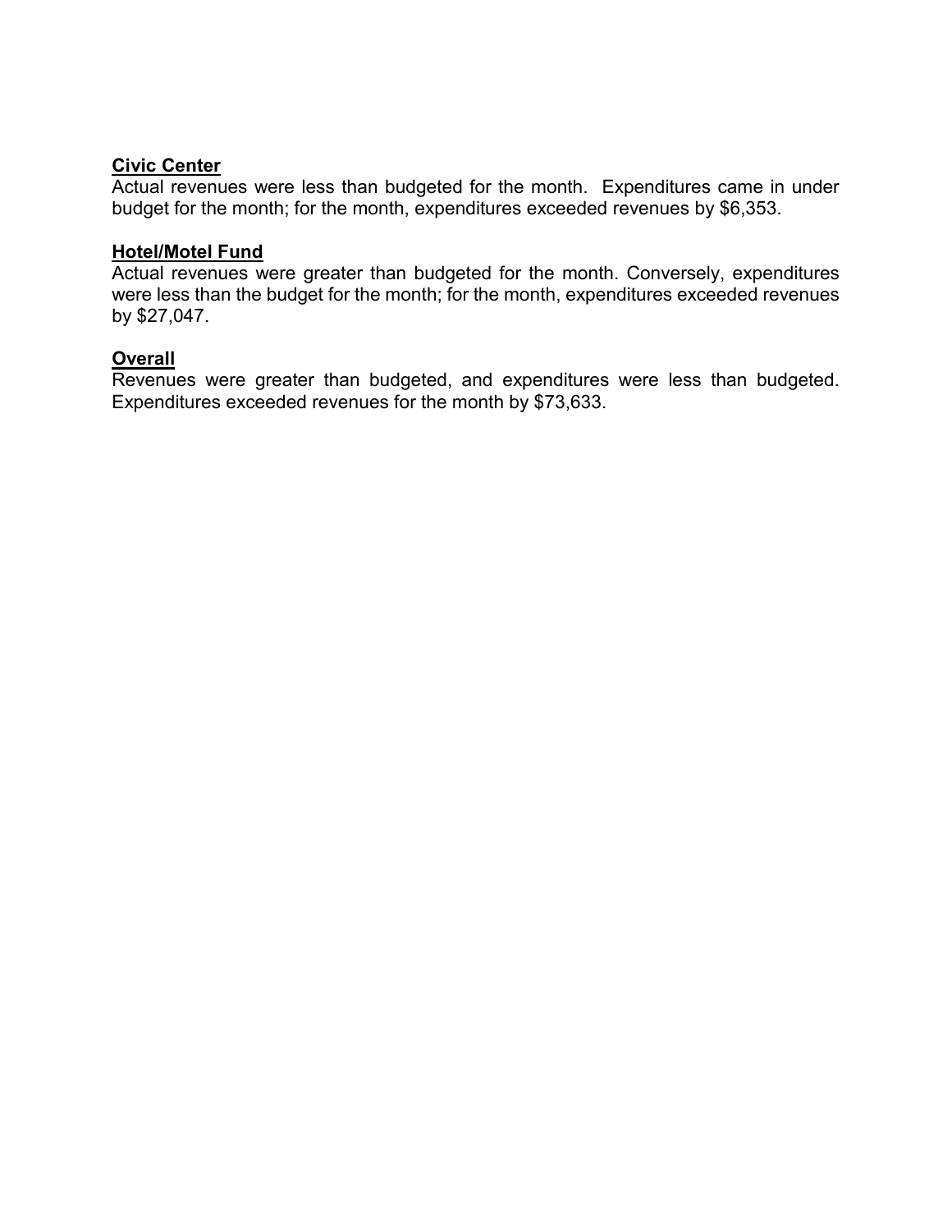**Civic Center**

Actual revenues were less than budgeted for the month. Expenditures came in under budget for the month; for the month, expenditures exceeded revenues by $6,353.

**Hotel/Motel Fund**

Actual revenues were greater than budgeted for the month. Conversely, expenditures were less than the budget for the month; for the month, expenditures exceeded revenues by $27,047.

**Overall**

Revenues were greater than budgeted, and expenditures were less than budgeted. Expenditures exceeded revenues for the month by $73,633.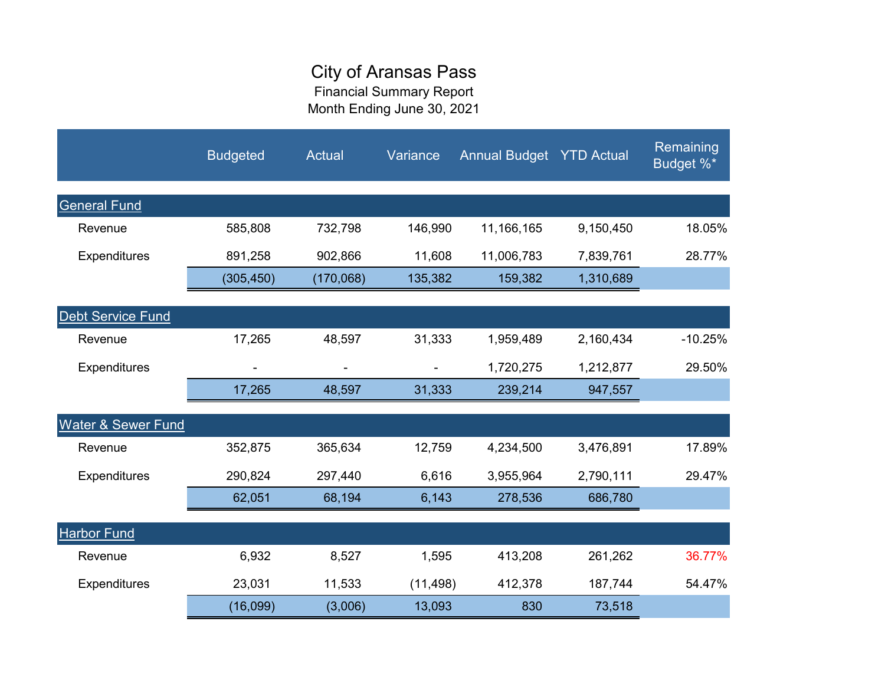# City of Aransas Pass

Financial Summary Report

Month Ending June 30, 2021

| | Budgeted | Actual | Variance | Annual Budget | YTD Actual | Remaining Budget %* |
|---|---|---|---|---|---|---|
| **General Fund** | | | | | | |
| Revenue | 585,808 | 732,798 | 146,990 | 11,166,165 | 9,150,450 | 18.05% |
| Expenditures | 891,258 | 902,866 | 11,608 | 11,006,783 | 7,839,761 | 28.77% |
| | (305,450) | (170,068) | 135,382 | 159,382 | 1,310,689 | |
| **Debt Service Fund** | | | | | | |
| Revenue | 17,265 | 48,597 | 31,333 | 1,959,489 | 2,160,434 | -10.25% |
| Expenditures | - | - | - | 1,720,275 | 1,212,877 | 29.50% |
| | 17,265 | 48,597 | 31,333 | 239,214 | 947,557 | |
| **Water & Sewer Fund** | | | | | | |
| Revenue | 352,875 | 365,634 | 12,759 | 4,234,500 | 3,476,891 | 17.89% |
| Expenditures | 290,824 | 297,440 | 6,616 | 3,955,964 | 2,790,111 | 29.47% |
| | 62,051 | 68,194 | 6,143 | 278,536 | 686,780 | |
| **Harbor Fund** | | | | | | |
| Revenue | 6,932 | 8,527 | 1,595 | 413,208 | 261,262 | 36.77% |
| Expenditures | 23,031 | 11,533 | (11,498) | 412,378 | 187,744 | 54.47% |
| | (16,099) | (3,006) | 13,093 | 830 | 73,518 | |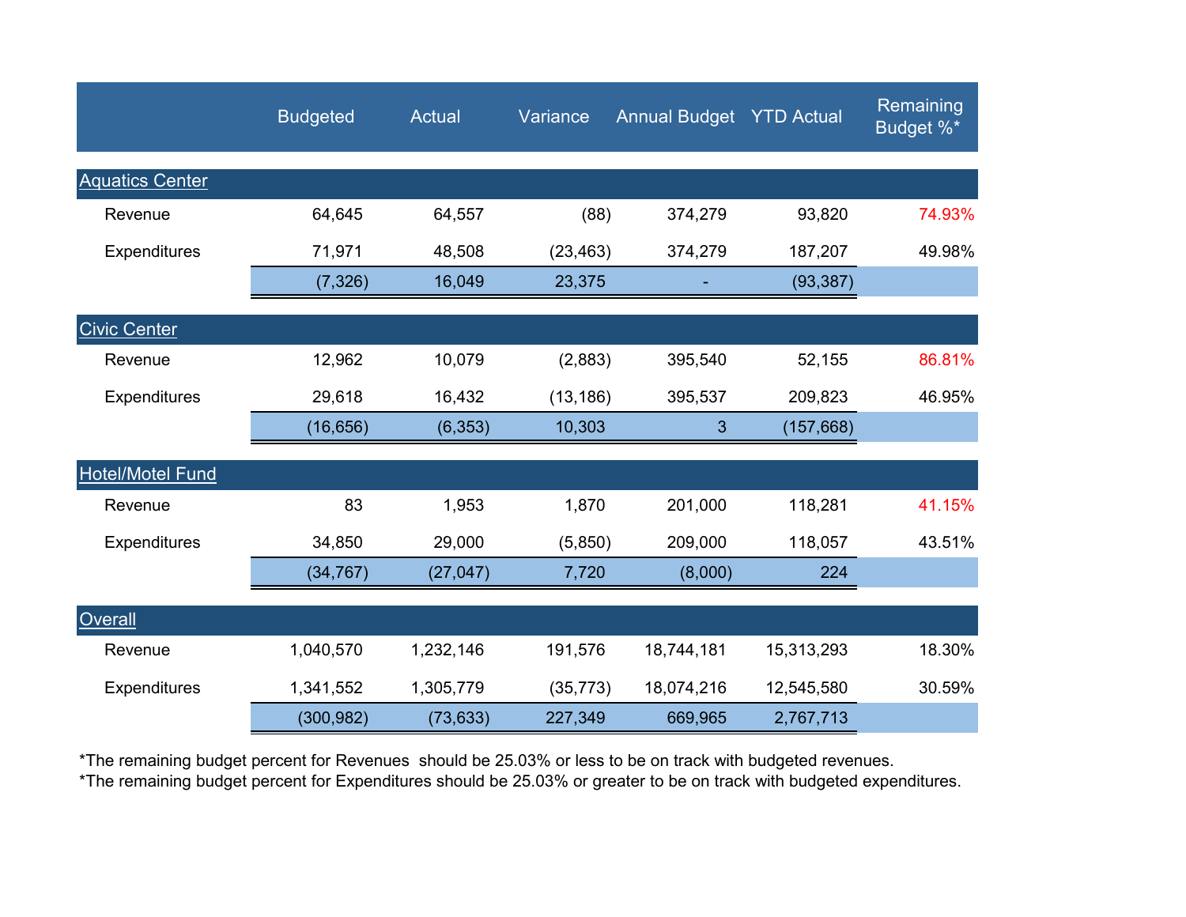| | Budgeted | Actual | Variance | Annual Budget | YTD Actual | Remaining Budget %* |
|---|---|---|---|---|---|---|
| **Aquatics Center** | | | | | | |
| Revenue | 64,645 | 64,557 | (88) | 374,279 | 93,820 | 74.93% |
| Expenditures | 71,971 | 48,508 | (23,463) | 374,279 | 187,207 | 49.98% |
| | (7,326) | 16,049 | 23,375 | - | (93,387) | |
| **Civic Center** | | | | | | |
| Revenue | 12,962 | 10,079 | (2,883) | 395,540 | 52,155 | 86.81% |
| Expenditures | 29,618 | 16,432 | (13,186) | 395,537 | 209,823 | 46.95% |
| | (16,656) | (6,353) | 10,303 | 3 | (157,668) | |
| **Hotel/Motel Fund** | | | | | | |
| Revenue | 83 | 1,953 | 1,870 | 201,000 | 118,281 | 41.15% |
| Expenditures | 34,850 | 29,000 | (5,850) | 209,000 | 118,057 | 43.51% |
| | (34,767) | (27,047) | 7,720 | (8,000) | 224 | |
| **Overall** | | | | | | |
| Revenue | 1,040,570 | 1,232,146 | 191,576 | 18,744,181 | 15,313,293 | 18.30% |
| Expenditures | 1,341,552 | 1,305,779 | (35,773) | 18,074,216 | 12,545,580 | 30.59% |
| | (300,982) | (73,633) | 227,349 | 669,965 | 2,767,713 | |

*The remaining budget percent for Revenues should be 25.03% or less to be on track with budgeted revenues.

*The remaining budget percent for Expenditures should be 25.03% or greater to be on track with budgeted expenditures.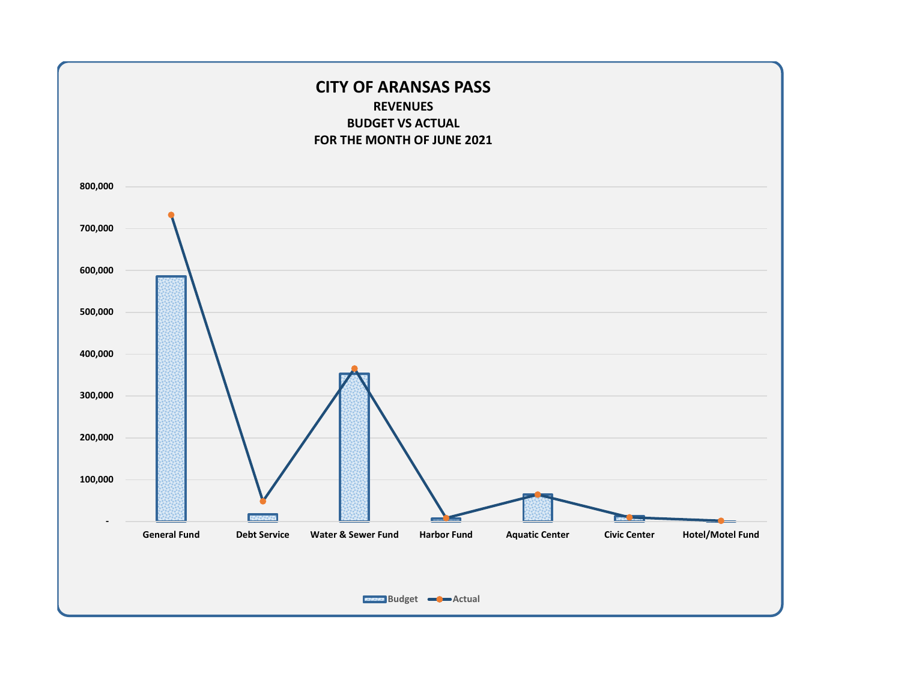# CITY OF ARANSAS PASS

## REVENUES

## BUDGET VS ACTUAL

## FOR THE MONTH OF JUNE 2021

800,000
700,000
600,000
500,000
400,000
300,000
200,000
100,000
-

General Fund | Debt Service | Water & Sewer Fund | Harbor Fund | Aquatic Center | Civic Center | Hotel/Motel Fund

Budget | Actual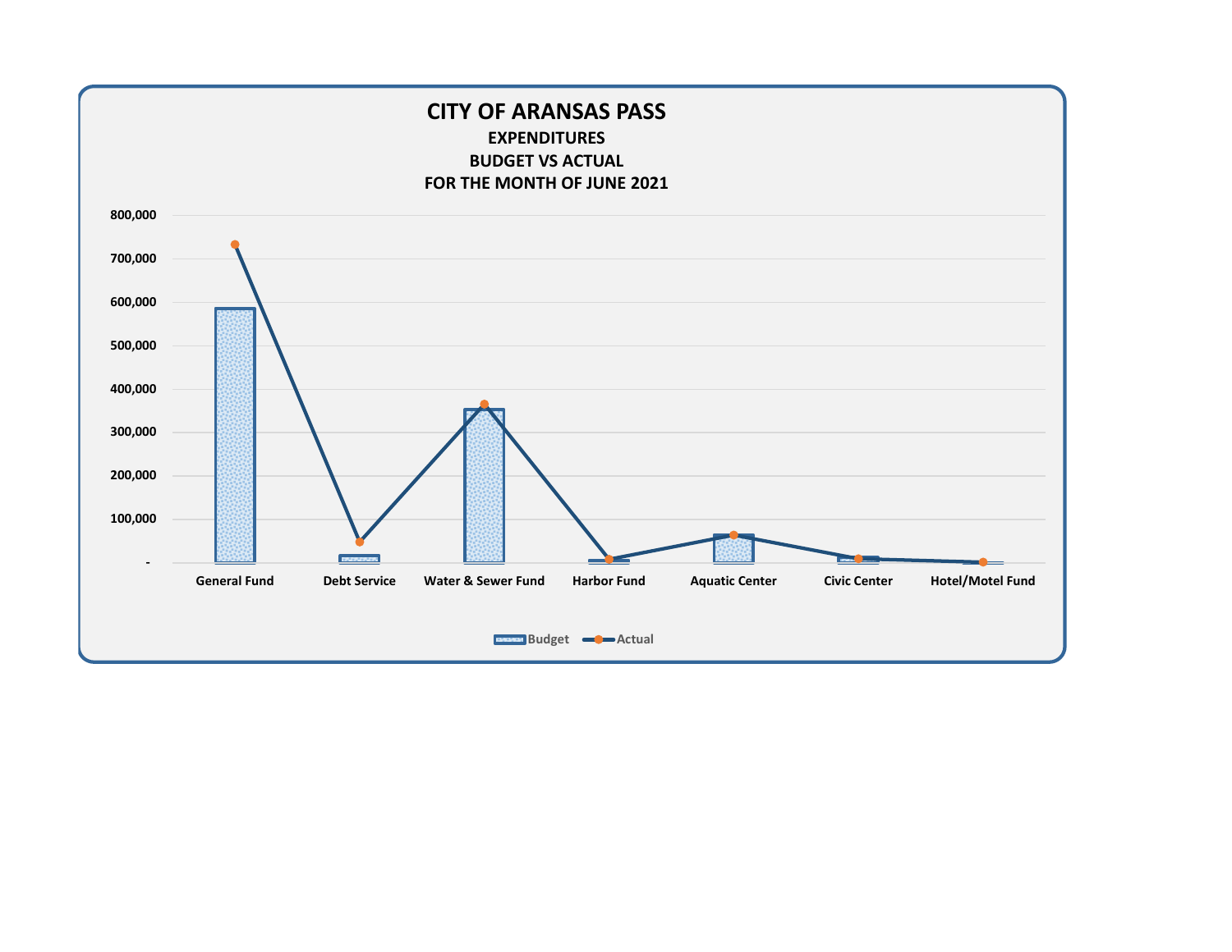# CITY OF ARANSAS PASS

## EXPENDITURES

## BUDGET VS ACTUAL

## FOR THE MONTH OF JUNE 2021

800,000
700,000
600,000
500,000
400,000
300,000
200,000
100,000
-

General Fund | Debt Service | Water & Sewer Fund | Harbor Fund | Aquatic Center | Civic Center | Hotel/Motel Fund

Budget — Actual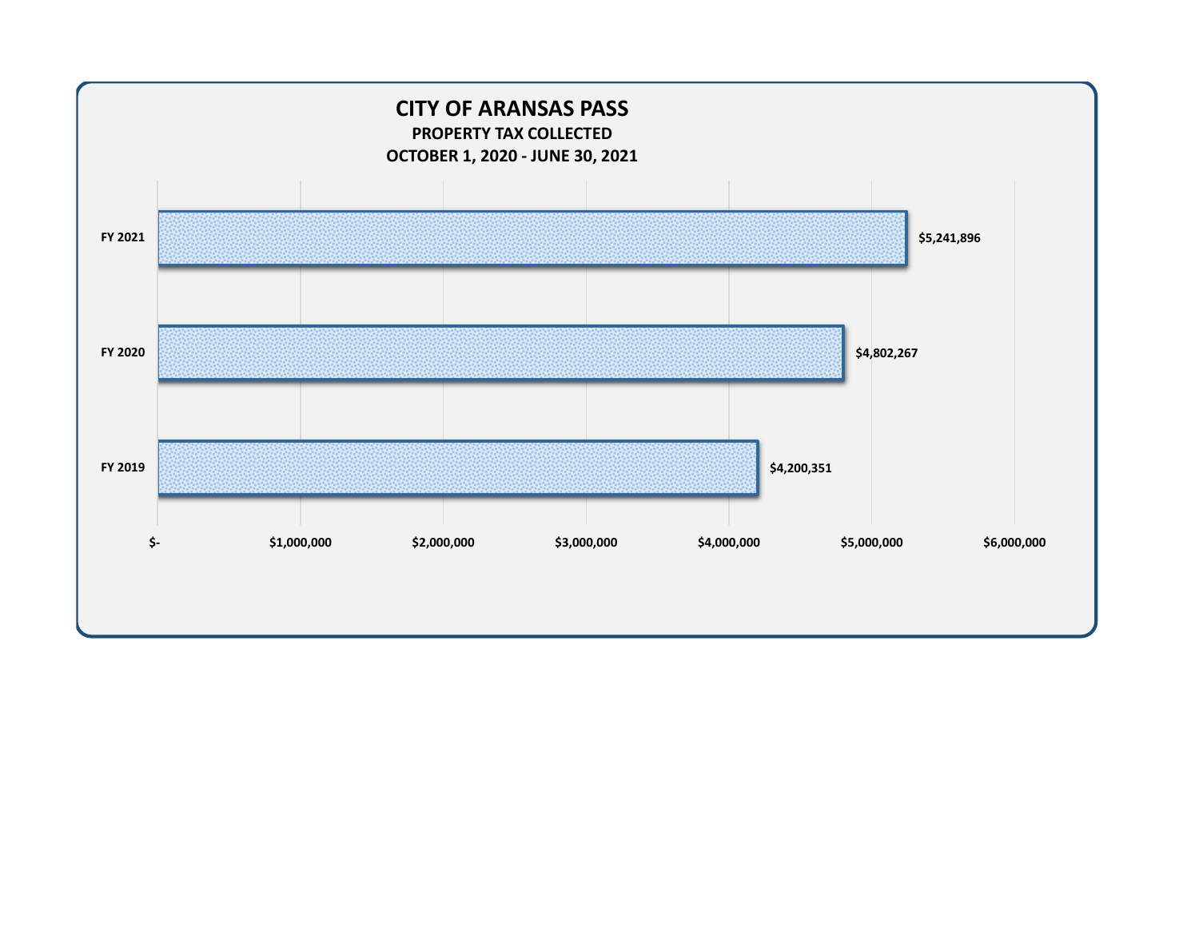# CITY OF ARANSAS PASS

## PROPERTY TAX COLLECTED

## OCTOBER 1, 2020 - JUNE 30, 2021

| Fiscal Year | Property Tax Collected |
| --- | --- |
| FY 2021 | $5,241,896 |
| FY 2020 | $4,802,267 |
| FY 2019 | $4,200,351 |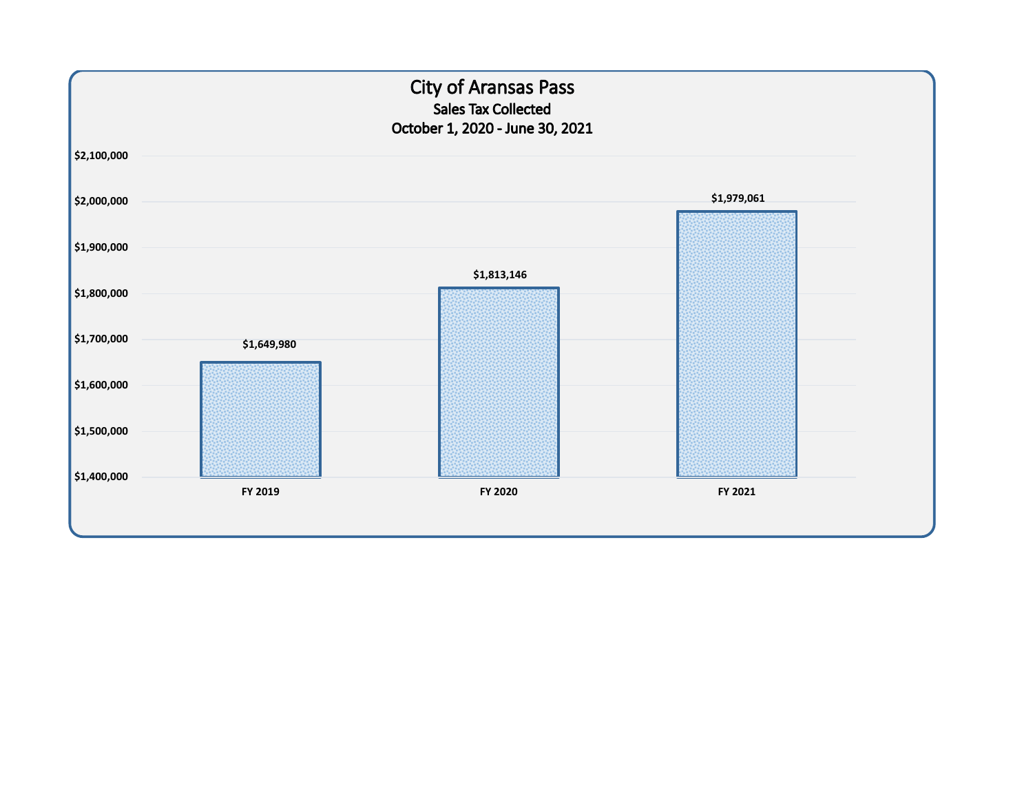# City of Aransas Pass

## Sales Tax Collected

### October 1, 2020 - June 30, 2021

| Fiscal Year | Sales Tax Collected |
|---|---|
| FY 2019 | $1,649,980 |
| FY 2020 | $1,813,146 |
| FY 2021 | $1,979,061 |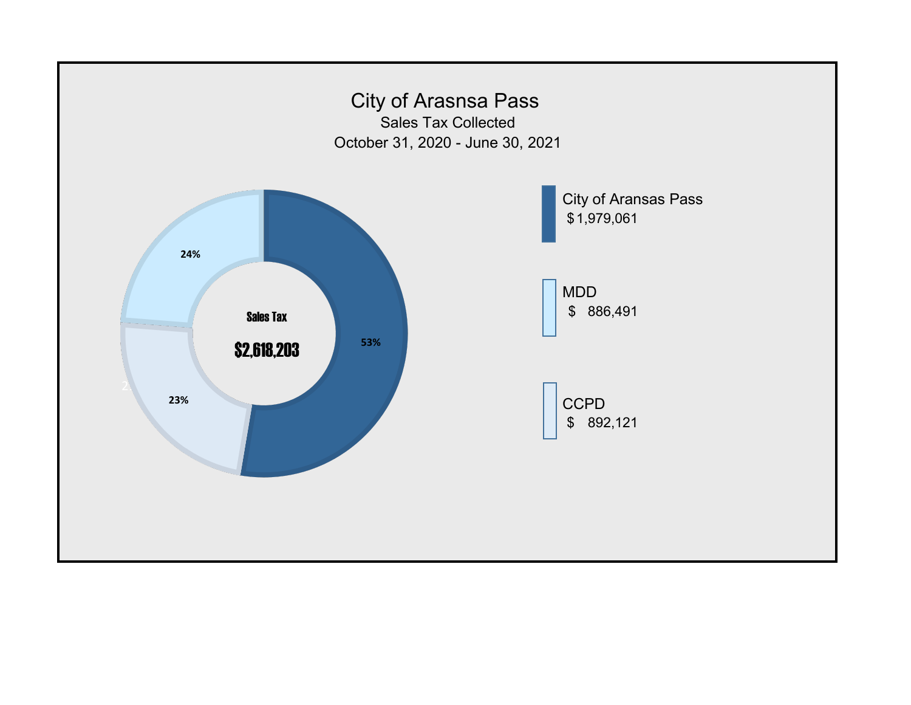# City of Arasnsa Pass

Sales Tax Collected

October 31, 2020 - June 30, 2021

Sales Tax

$2,618,203

24%

23%

53%

City of Aransas Pass
$ 1,979,061

MDD
$ 886,491

CCPD
$ 892,121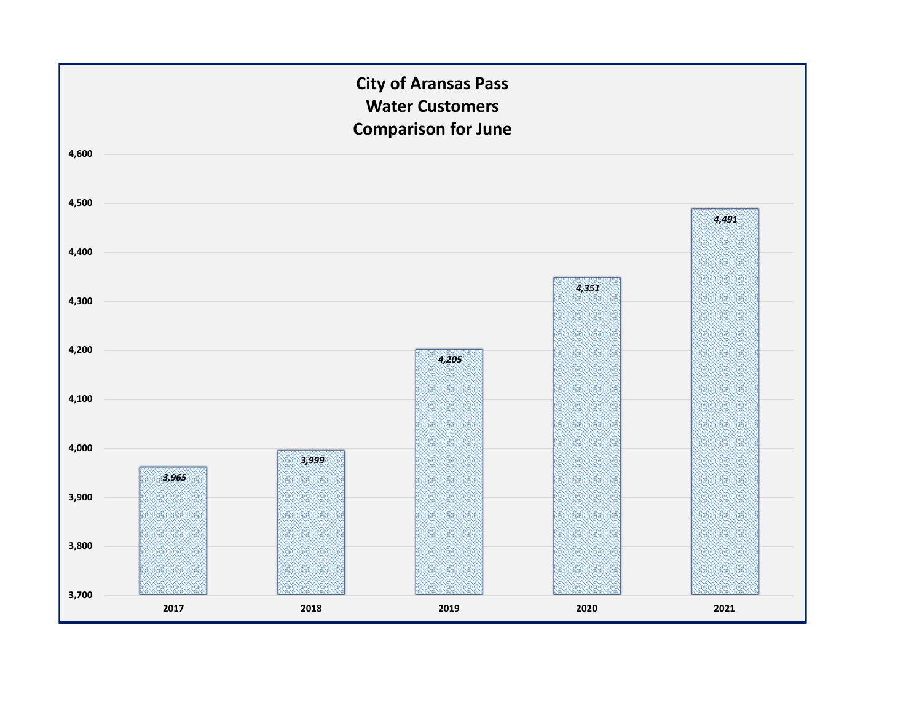City of Aransas Pass
Water Customers
Comparison for June

4,600
4,500
4,400
4,300
4,200
4,100
4,000
3,900
3,800
3,700

3,965
3,999
4,205
4,351
4,491

2017
2018
2019
2020
2021